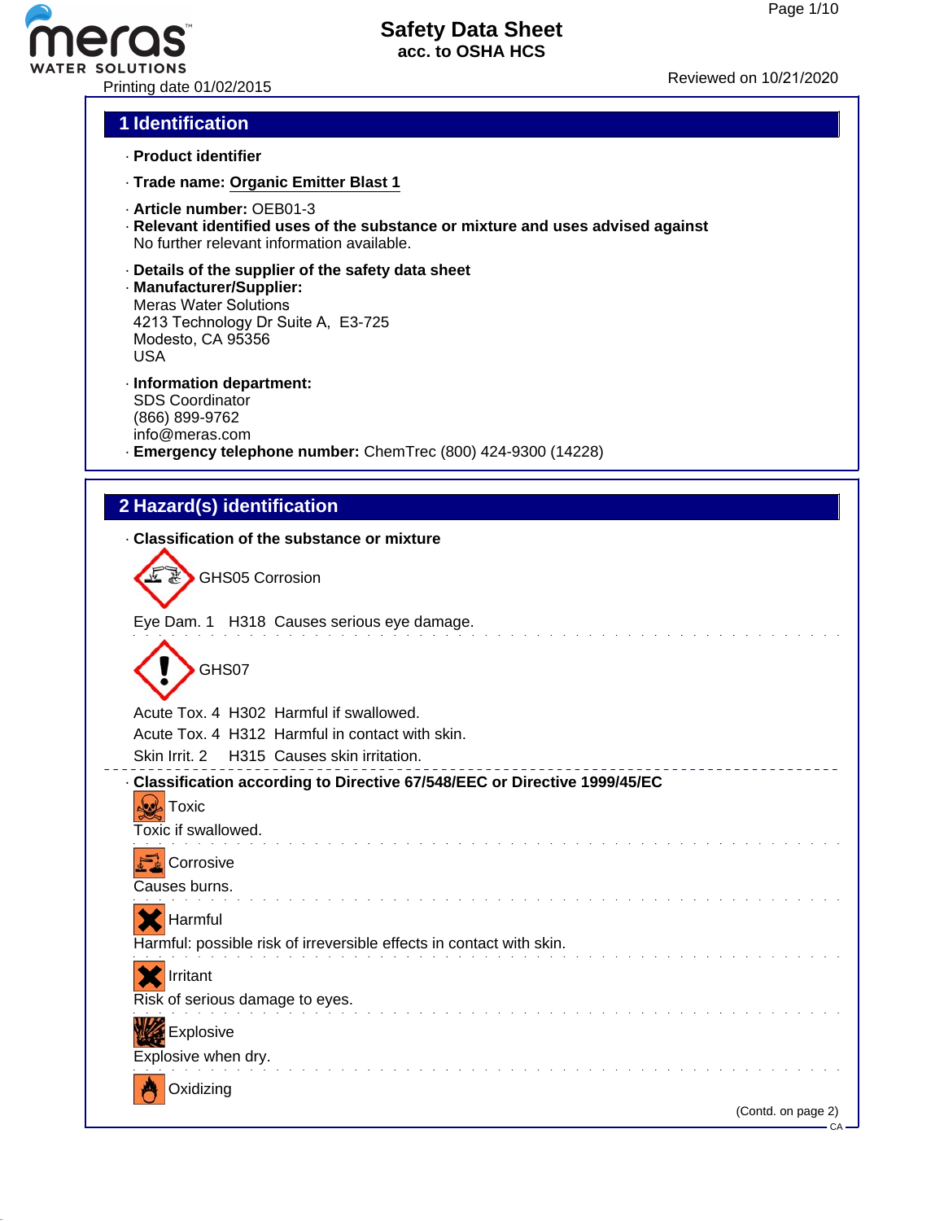# Safety Data Sheet
acc. to OSHA HCS

Printing date 01/02/2015 Reviewed on 10/21/2020

## 1 Identification

· **Product identifier**

· **Trade name: Organic Emitter Blast 1**

· **Article number:** OEB01-3
· **Relevant identified uses of the substance or mixture and uses advised against**
No further relevant information available.

· **Details of the supplier of the safety data sheet**
· **Manufacturer/Supplier:**
Meras Water Solutions
4213 Technology Dr Suite A, E3-725
Modesto, CA 95356
USA

· **Information department:**
SDS Coordinator
(866) 899-9762
info@meras.com
· **Emergency telephone number:** ChemTrec (800) 424-9300 (14228)

## 2 Hazard(s) identification

· **Classification of the substance or mixture**

GHS05 Corrosion

Eye Dam. 1 H318 Causes serious eye damage.

GHS07

Acute Tox. 4 H302 Harmful if swallowed.
Acute Tox. 4 H312 Harmful in contact with skin.
Skin Irrit. 2 H315 Causes skin irritation.

· **Classification according to Directive 67/548/EEC or Directive 1999/45/EC**

Toxic
Toxic if swallowed.

Corrosive
Causes burns.

Harmful
Harmful: possible risk of irreversible effects in contact with skin.

Irritant
Risk of serious damage to eyes.

Explosive
Explosive when dry.

Oxidizing

(Contd. on page 2)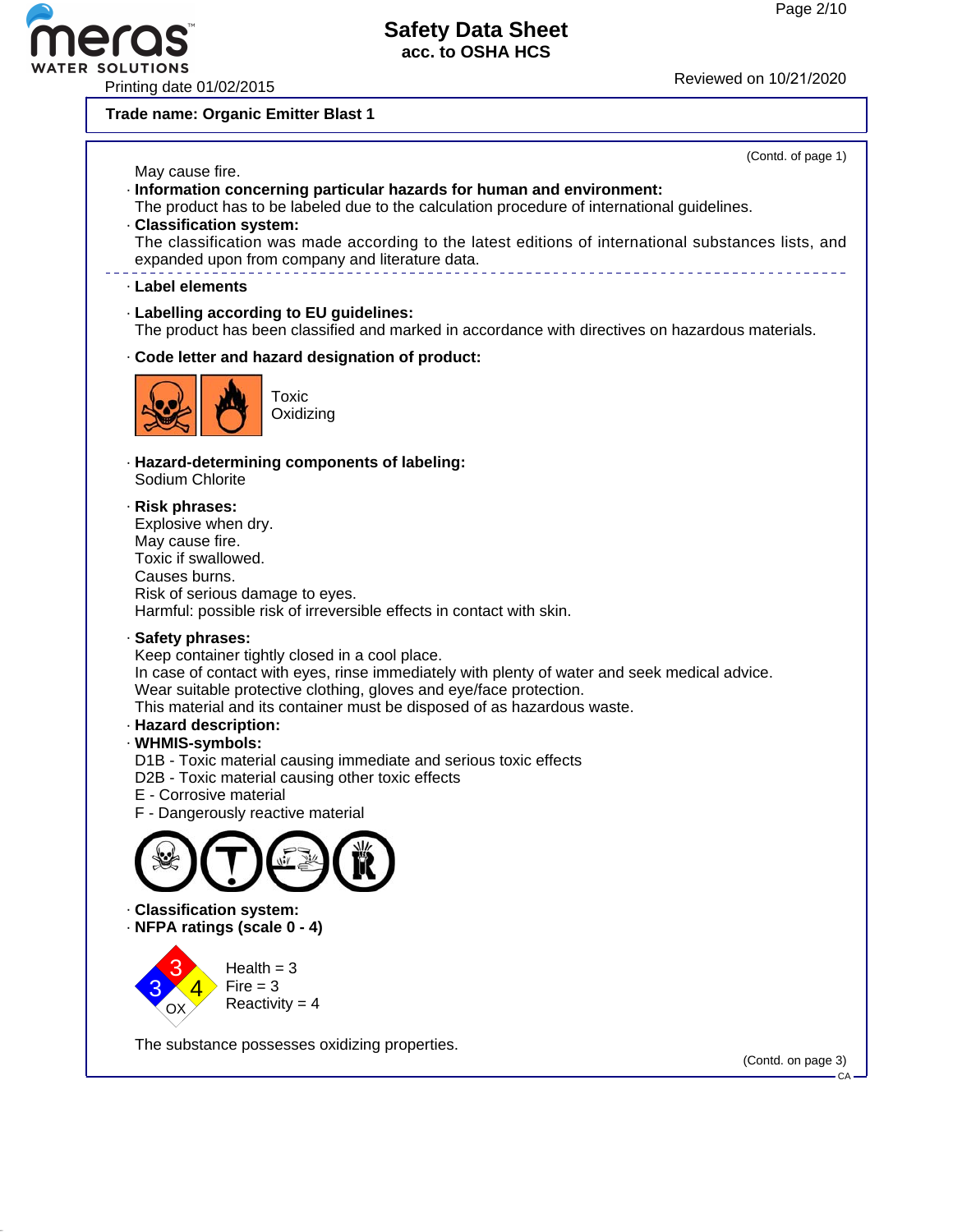Trade name: Organic Emitter Blast 1

(Contd. of page 1)

May cause fire.

· **Information concerning particular hazards for human and environment:**
The product has to be labeled due to the calculation procedure of international guidelines.

· **Classification system:**
The classification was made according to the latest editions of international substances lists, and expanded upon from company and literature data.

---

· **Label elements**

· **Labelling according to EU guidelines:**
The product has been classified and marked in accordance with directives on hazardous materials.

· **Code letter and hazard designation of product:**

Toxic
Oxidizing

· **Hazard-determining components of labeling:**
Sodium Chlorite

· **Risk phrases:**
Explosive when dry.
May cause fire.
Toxic if swallowed.
Causes burns.
Risk of serious damage to eyes.
Harmful: possible risk of irreversible effects in contact with skin.

· **Safety phrases:**
Keep container tightly closed in a cool place.
In case of contact with eyes, rinse immediately with plenty of water and seek medical advice.
Wear suitable protective clothing, gloves and eye/face protection.
This material and its container must be disposed of as hazardous waste.

· **Hazard description:**

· **WHMIS-symbols:**
D1B - Toxic material causing immediate and serious toxic effects
D2B - Toxic material causing other toxic effects
E - Corrosive material
F - Dangerously reactive material

· **Classification system:**

· **NFPA ratings (scale 0 - 4)**

Health = 3
Fire = 3
Reactivity = 4

The substance possesses oxidizing properties.

(Contd. on page 3)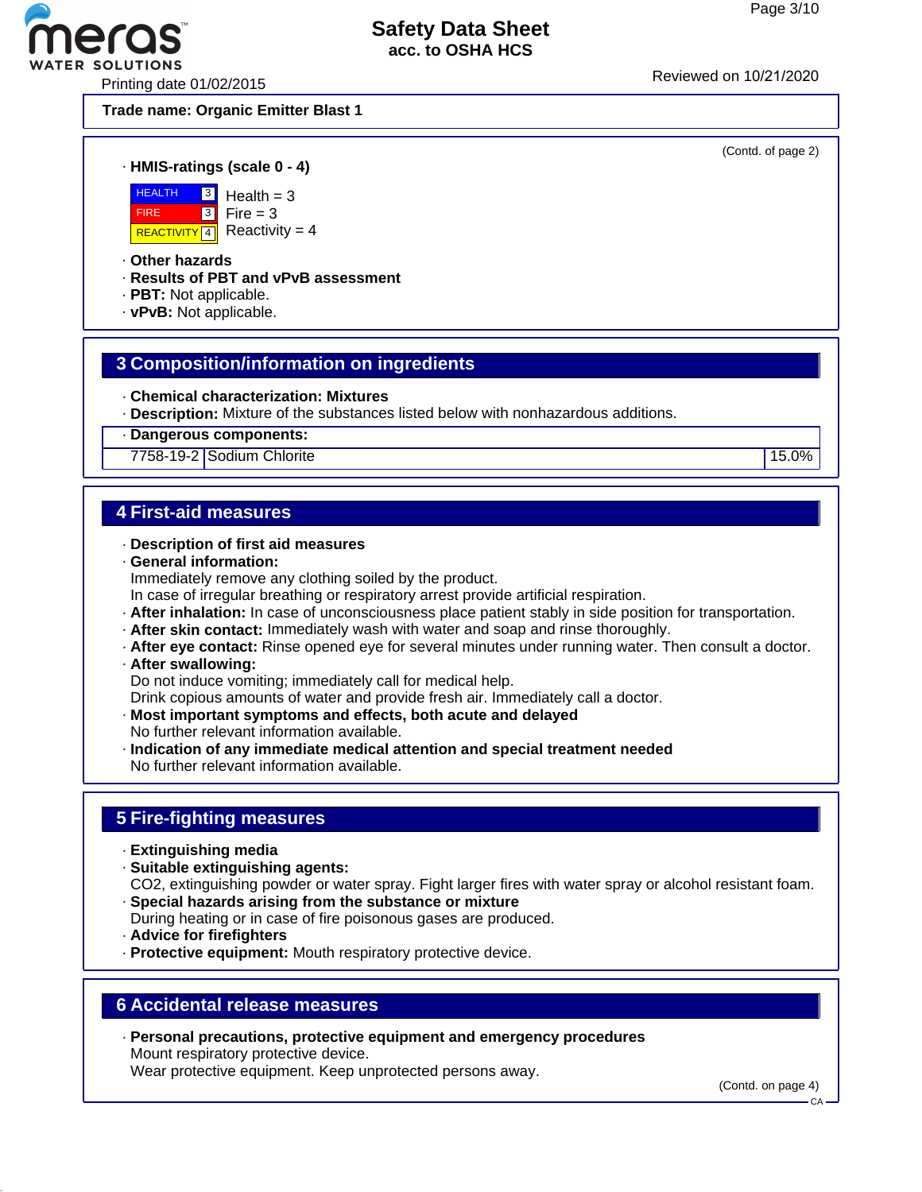Trade name: **Organic Emitter Blast 1**

(Contd. of page 2)

· **HMIS-ratings (scale 0 - 4)**

| | | |
|---|---|---|
| HEALTH | 3 | Health = 3 |
| FIRE | 3 | Fire = 3 |
| REACTIVITY | 4 | Reactivity = 4 |

· **Other hazards**
· **Results of PBT and vPvB assessment**
· **PBT:** Not applicable.
· **vPvB:** Not applicable.

## 3 Composition/information on ingredients

· **Chemical characterization: Mixtures**
· **Description:** Mixture of the substances listed below with nonhazardous additions.

| · Dangerous components: | | |
|---|---|---|
| 7758-19-2 | Sodium Chlorite | 15.0% |

## 4 First-aid measures

· **Description of first aid measures**
· **General information:**
Immediately remove any clothing soiled by the product.
In case of irregular breathing or respiratory arrest provide artificial respiration.
· **After inhalation:** In case of unconsciousness place patient stably in side position for transportation.
· **After skin contact:** Immediately wash with water and soap and rinse thoroughly.
· **After eye contact:** Rinse opened eye for several minutes under running water. Then consult a doctor.
· **After swallowing:**
Do not induce vomiting; immediately call for medical help.
Drink copious amounts of water and provide fresh air. Immediately call a doctor.
· **Most important symptoms and effects, both acute and delayed**
No further relevant information available.
· **Indication of any immediate medical attention and special treatment needed**
No further relevant information available.

## 5 Fire-fighting measures

· **Extinguishing media**
· **Suitable extinguishing agents:**
CO2, extinguishing powder or water spray. Fight larger fires with water spray or alcohol resistant foam.
· **Special hazards arising from the substance or mixture**
During heating or in case of fire poisonous gases are produced.
· **Advice for firefighters**
· **Protective equipment:** Mouth respiratory protective device.

## 6 Accidental release measures

· **Personal precautions, protective equipment and emergency procedures**
Mount respiratory protective device.
Wear protective equipment. Keep unprotected persons away.

(Contd. on page 4)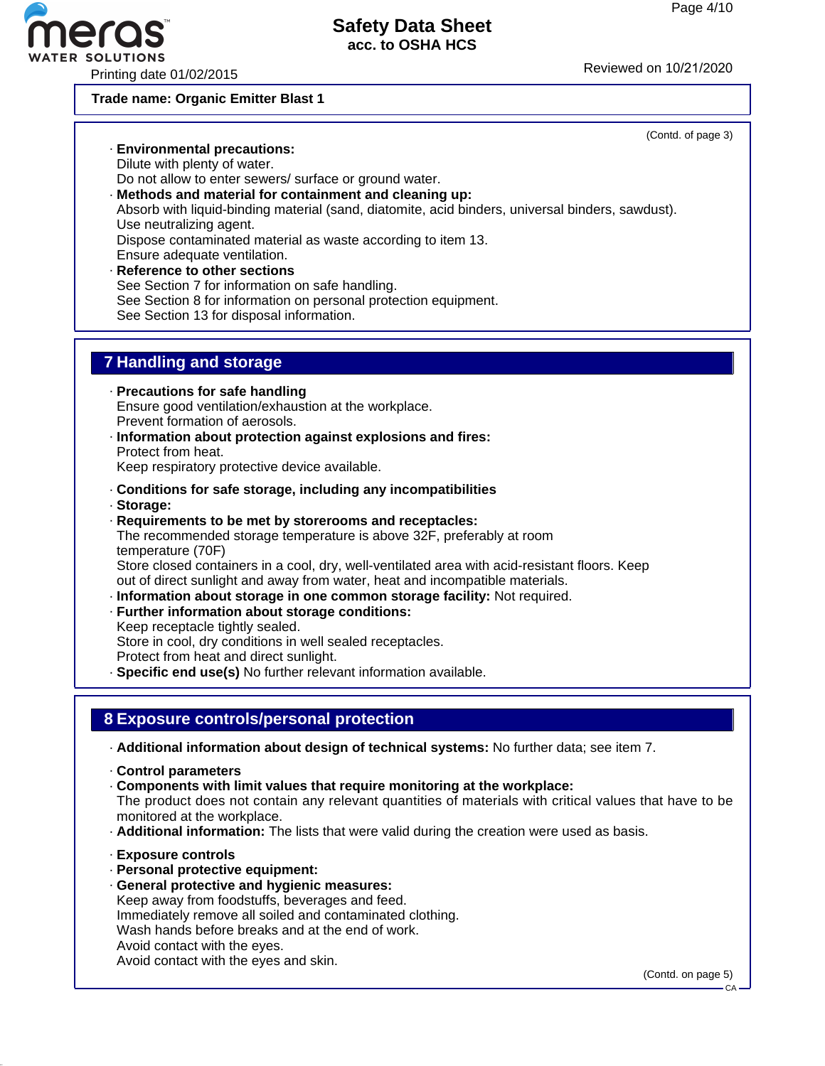**Trade name: Organic Emitter Blast 1**

(Contd. of page 3)

· **Environmental precautions:**
Dilute with plenty of water.
Do not allow to enter sewers/ surface or ground water.

· **Methods and material for containment and cleaning up:**
Absorb with liquid-binding material (sand, diatomite, acid binders, universal binders, sawdust).
Use neutralizing agent.
Dispose contaminated material as waste according to item 13.
Ensure adequate ventilation.

· **Reference to other sections**
See Section 7 for information on safe handling.
See Section 8 for information on personal protection equipment.
See Section 13 for disposal information.

## 7 Handling and storage

· **Precautions for safe handling**
Ensure good ventilation/exhaustion at the workplace.
Prevent formation of aerosols.

· **Information about protection against explosions and fires:**
Protect from heat.
Keep respiratory protective device available.

· **Conditions for safe storage, including any incompatibilities**

· **Storage:**

· **Requirements to be met by storerooms and receptacles:**
The recommended storage temperature is above 32F, preferably at room temperature (70F)
Store closed containers in a cool, dry, well-ventilated area with acid-resistant floors. Keep out of direct sunlight and away from water, heat and incompatible materials.

· **Information about storage in one common storage facility:** Not required.

· **Further information about storage conditions:**
Keep receptacle tightly sealed.
Store in cool, dry conditions in well sealed receptacles.
Protect from heat and direct sunlight.

· **Specific end use(s)** No further relevant information available.

## 8 Exposure controls/personal protection

· **Additional information about design of technical systems:** No further data; see item 7.

· **Control parameters**

· **Components with limit values that require monitoring at the workplace:**
The product does not contain any relevant quantities of materials with critical values that have to be monitored at the workplace.

· **Additional information:** The lists that were valid during the creation were used as basis.

· **Exposure controls**

· **Personal protective equipment:**

· **General protective and hygienic measures:**
Keep away from foodstuffs, beverages and feed.
Immediately remove all soiled and contaminated clothing.
Wash hands before breaks and at the end of work.
Avoid contact with the eyes.
Avoid contact with the eyes and skin.

(Contd. on page 5)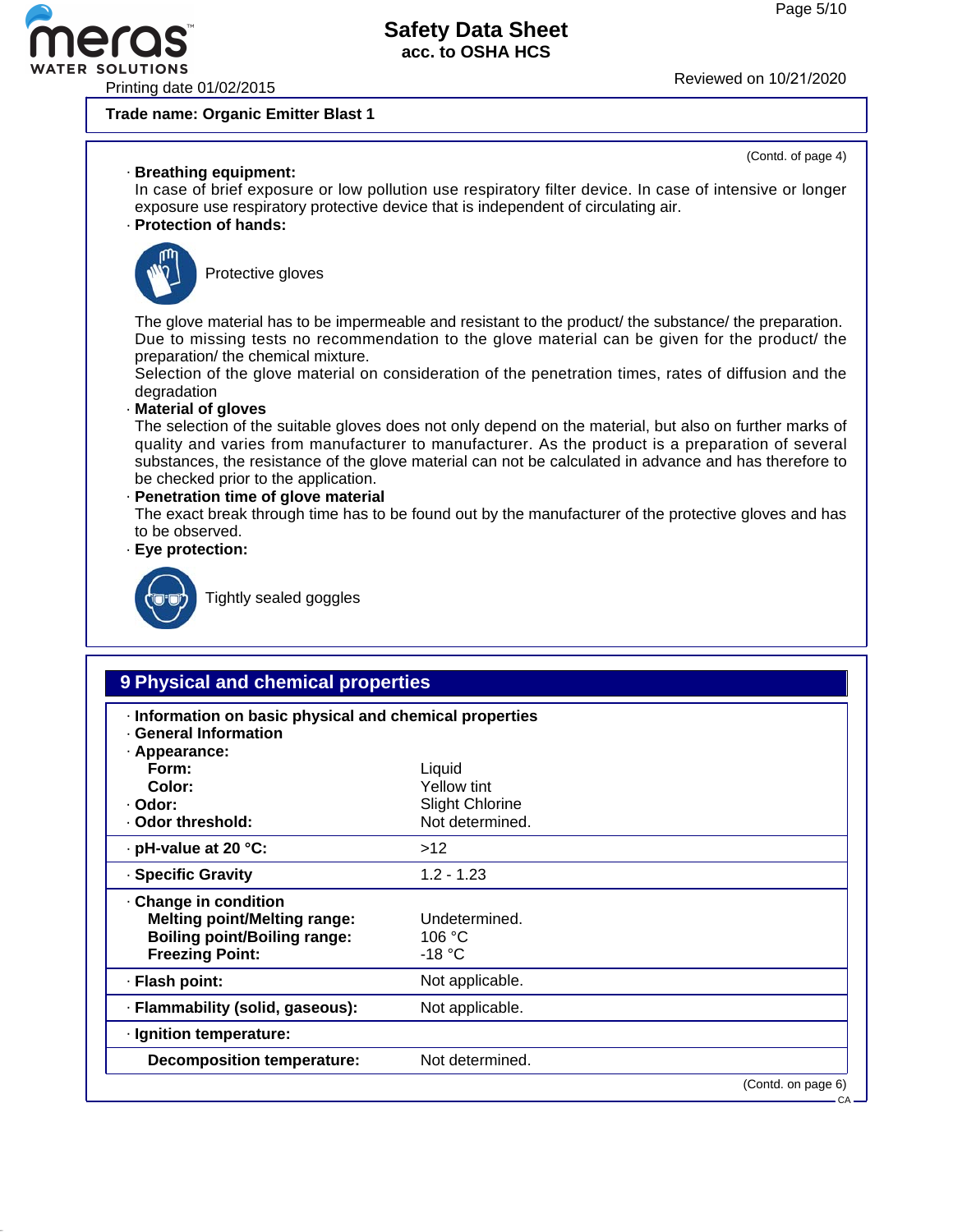Trade name: Organic Emitter Blast 1

(Contd. of page 4)

· **Breathing equipment:**
In case of brief exposure or low pollution use respiratory filter device. In case of intensive or longer exposure use respiratory protective device that is independent of circulating air.

· **Protection of hands:**

Protective gloves

The glove material has to be impermeable and resistant to the product/ the substance/ the preparation.
Due to missing tests no recommendation to the glove material can be given for the product/ the preparation/ the chemical mixture.
Selection of the glove material on consideration of the penetration times, rates of diffusion and the degradation

· **Material of gloves**
The selection of the suitable gloves does not only depend on the material, but also on further marks of quality and varies from manufacturer to manufacturer. As the product is a preparation of several substances, the resistance of the glove material can not be calculated in advance and has therefore to be checked prior to the application.

· **Penetration time of glove material**
The exact break through time has to be found out by the manufacturer of the protective gloves and has to be observed.

· **Eye protection:**

Tightly sealed goggles

## 9 Physical and chemical properties

· **Information on basic physical and chemical properties**
· **General Information**
· **Appearance:**

| | |
|---|---|
| **Form:** | Liquid |
| **Color:** | Yellow tint |
| · **Odor:** | Slight Chlorine |
| · **Odor threshold:** | Not determined. |
| · **pH-value at 20 °C:** | >12 |
| · **Specific Gravity** | 1.2 - 1.23 |
| · **Change in condition** | |
| **Melting point/Melting range:** | Undetermined. |
| **Boiling point/Boiling range:** | 106 °C |
| **Freezing Point:** | -18 °C |
| · **Flash point:** | Not applicable. |
| · **Flammability (solid, gaseous):** | Not applicable. |
| · **Ignition temperature:** | |
| **Decomposition temperature:** | Not determined. |

(Contd. on page 6)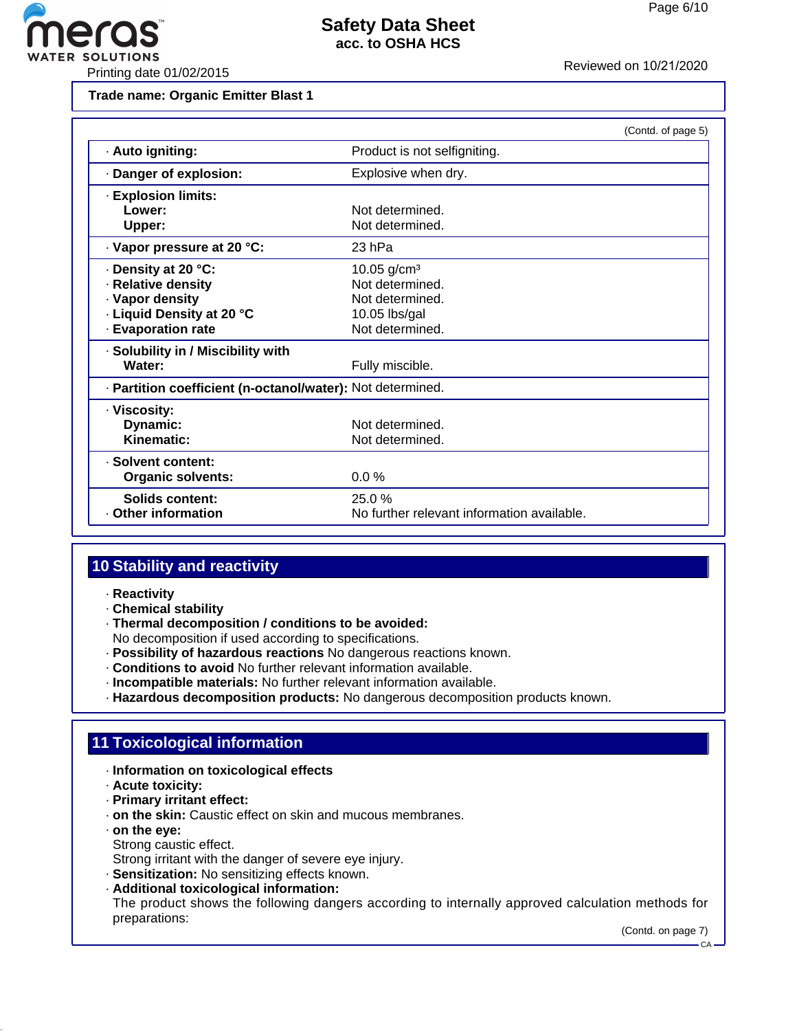**Trade name: Organic Emitter Blast 1**

(Contd. of page 5)

| | |
|---|---|
| · **Auto igniting:** | Product is not selfigniting. |
| · **Danger of explosion:** | Explosive when dry. |
| · **Explosion limits:** | |
| **Lower:** | Not determined. |
| **Upper:** | Not determined. |
| · **Vapor pressure at 20 °C:** | 23 hPa |
| · **Density at 20 °C:** | 10.05 g/cm³ |
| · **Relative density** | Not determined. |
| · **Vapor density** | Not determined. |
| · **Liquid Density at 20 °C** | 10.05 lbs/gal |
| · **Evaporation rate** | Not determined. |
| · **Solubility in / Miscibility with** | |
| **Water:** | Fully miscible. |
| · **Partition coefficient (n-octanol/water):** | Not determined. |
| · **Viscosity:** | |
| **Dynamic:** | Not determined. |
| **Kinematic:** | Not determined. |
| · **Solvent content:** | |
| **Organic solvents:** | 0.0 % |
| **Solids content:** | 25.0 % |
| · **Other information** | No further relevant information available. |

## 10 Stability and reactivity

· **Reactivity**
· **Chemical stability**
· **Thermal decomposition / conditions to be avoided:**
No decomposition if used according to specifications.
· **Possibility of hazardous reactions** No dangerous reactions known.
· **Conditions to avoid** No further relevant information available.
· **Incompatible materials:** No further relevant information available.
· **Hazardous decomposition products:** No dangerous decomposition products known.

## 11 Toxicological information

· **Information on toxicological effects**
· **Acute toxicity:**
· **Primary irritant effect:**
· **on the skin:** Caustic effect on skin and mucous membranes.
· **on the eye:**
Strong caustic effect.
Strong irritant with the danger of severe eye injury.
· **Sensitization:** No sensitizing effects known.
· **Additional toxicological information:**
The product shows the following dangers according to internally approved calculation methods for preparations:

(Contd. on page 7)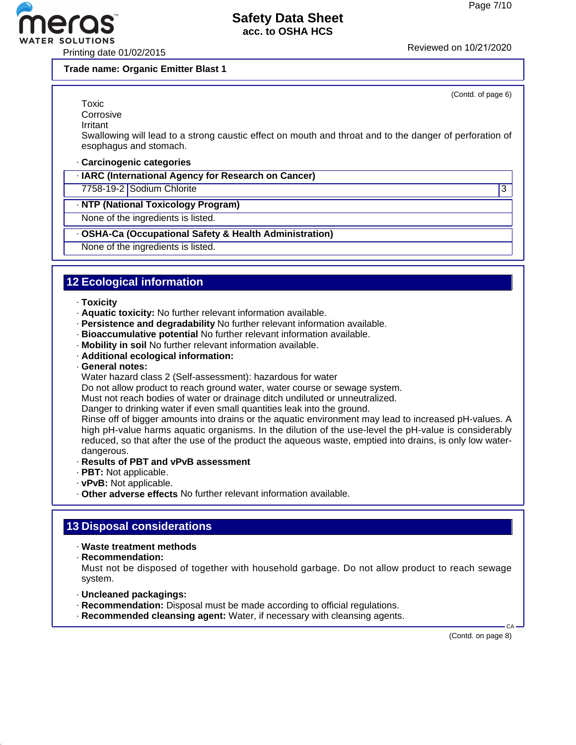**Trade name: Organic Emitter Blast 1**

(Contd. of page 6)

Toxic
Corrosive
Irritant
Swallowing will lead to a strong caustic effect on mouth and throat and to the danger of perforation of esophagus and stomach.

· **Carcinogenic categories**

· **IARC (International Agency for Research on Cancer)**

| 7758-19-2 | Sodium Chlorite | 3 |
|---|---|---|

· **NTP (National Toxicology Program)**

None of the ingredients is listed.

· **OSHA-Ca (Occupational Safety & Health Administration)**

None of the ingredients is listed.

## 12 Ecological information

· **Toxicity**
· **Aquatic toxicity:** No further relevant information available.
· **Persistence and degradability** No further relevant information available.
· **Bioaccumulative potential** No further relevant information available.
· **Mobility in soil** No further relevant information available.
· **Additional ecological information:**
· **General notes:**
Water hazard class 2 (Self-assessment): hazardous for water
Do not allow product to reach ground water, water course or sewage system.
Must not reach bodies of water or drainage ditch undiluted or unneutralized.
Danger to drinking water if even small quantities leak into the ground.
Rinse off of bigger amounts into drains or the aquatic environment may lead to increased pH-values. A high pH-value harms aquatic organisms. In the dilution of the use-level the pH-value is considerably reduced, so that after the use of the product the aqueous waste, emptied into drains, is only low water-dangerous.
· **Results of PBT and vPvB assessment**
· **PBT:** Not applicable.
· **vPvB:** Not applicable.
· **Other adverse effects** No further relevant information available.

## 13 Disposal considerations

· **Waste treatment methods**
· **Recommendation:**
Must not be disposed of together with household garbage. Do not allow product to reach sewage system.

· **Uncleaned packagings:**
· **Recommendation:** Disposal must be made according to official regulations.
· **Recommended cleansing agent:** Water, if necessary with cleansing agents.

(Contd. on page 8)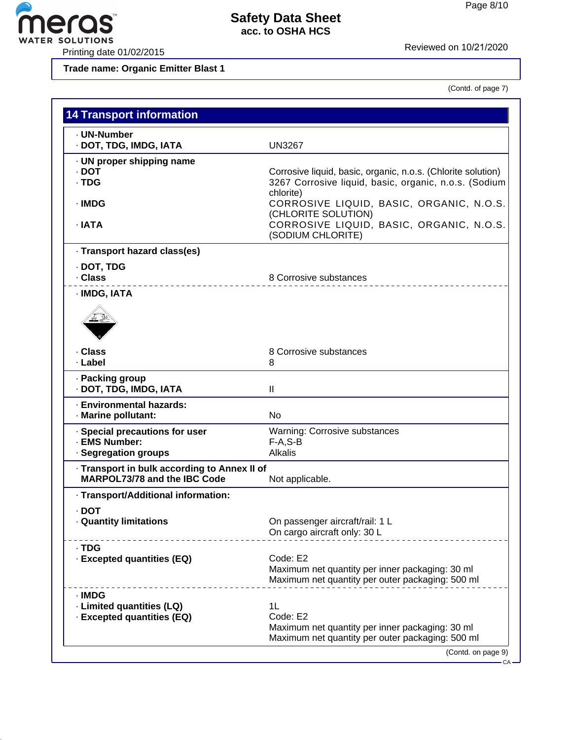Safety Data Sheet
acc. to OSHA HCS

Printing date 01/02/2015 Reviewed on 10/21/2020

**Trade name: Organic Emitter Blast 1**

(Contd. of page 7)

## 14 Transport information

| | |
|---|---|
| · **UN-Number** | |
| · **DOT, TDG, IMDG, IATA** | UN3267 |
| · **UN proper shipping name** | |
| · **DOT** | Corrosive liquid, basic, organic, n.o.s. (Chlorite solution) |
| · **TDG** | 3267 Corrosive liquid, basic, organic, n.o.s. (Sodium chlorite) |
| · **IMDG** | CORROSIVE LIQUID, BASIC, ORGANIC, N.O.S. (CHLORITE SOLUTION) |
| · **IATA** | CORROSIVE LIQUID, BASIC, ORGANIC, N.O.S. (SODIUM CHLORITE) |
| · **Transport hazard class(es)** | |
| · **DOT, TDG** | |
| · **Class** | 8 Corrosive substances |
| · **IMDG, IATA** | |
| · **Class** | 8 Corrosive substances |
| · **Label** | 8 |
| · **Packing group** | |
| · **DOT, TDG, IMDG, IATA** | II |
| · **Environmental hazards:** | |
| · **Marine pollutant:** | No |
| · **Special precautions for user** | Warning: Corrosive substances |
| · **EMS Number:** | F-A,S-B |
| · **Segregation groups** | Alkalis |
| · **Transport in bulk according to Annex II of MARPOL73/78 and the IBC Code** | Not applicable. |
| · **Transport/Additional information:** | |
| · **DOT** | |
| · **Quantity limitations** | On passenger aircraft/rail: 1 L<br>On cargo aircraft only: 30 L |
| · **TDG** | |
| · **Excepted quantities (EQ)** | Code: E2<br>Maximum net quantity per inner packaging: 30 ml<br>Maximum net quantity per outer packaging: 500 ml |
| · **IMDG** | |
| · **Limited quantities (LQ)** | 1L |
| · **Excepted quantities (EQ)** | Code: E2<br>Maximum net quantity per inner packaging: 30 ml<br>Maximum net quantity per outer packaging: 500 ml |

(Contd. on page 9)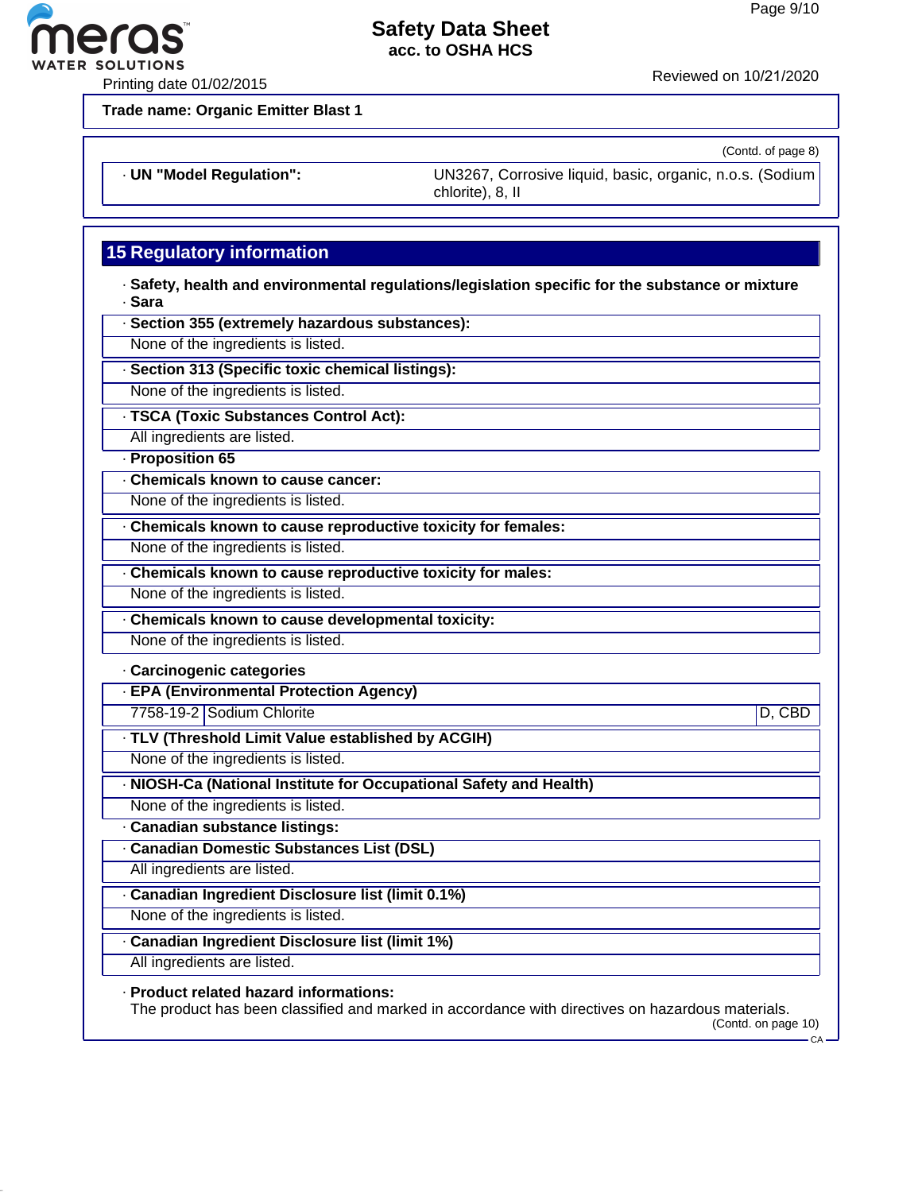**Trade name: Organic Emitter Blast 1**

(Contd. of page 8)

| · **UN "Model Regulation":** | UN3267, Corrosive liquid, basic, organic, n.o.s. (Sodium chlorite), 8, II |
|---|---|

## 15 Regulatory information

· **Safety, health and environmental regulations/legislation specific for the substance or mixture**

· **Sara**

· **Section 355 (extremely hazardous substances):**

None of the ingredients is listed.

· **Section 313 (Specific toxic chemical listings):**

None of the ingredients is listed.

· **TSCA (Toxic Substances Control Act):**

All ingredients are listed.

· **Proposition 65**

· **Chemicals known to cause cancer:**

None of the ingredients is listed.

· **Chemicals known to cause reproductive toxicity for females:**

None of the ingredients is listed.

· **Chemicals known to cause reproductive toxicity for males:**

None of the ingredients is listed.

· **Chemicals known to cause developmental toxicity:**

None of the ingredients is listed.

· **Carcinogenic categories**

· **EPA (Environmental Protection Agency)**

| 7758-19-2 | Sodium Chlorite | D, CBD |
|---|---|---|

· **TLV (Threshold Limit Value established by ACGIH)**

None of the ingredients is listed.

· **NIOSH-Ca (National Institute for Occupational Safety and Health)**

None of the ingredients is listed.

· **Canadian substance listings:**

· **Canadian Domestic Substances List (DSL)**

All ingredients are listed.

· **Canadian Ingredient Disclosure list (limit 0.1%)**

None of the ingredients is listed.

· **Canadian Ingredient Disclosure list (limit 1%)**

All ingredients are listed.

· **Product related hazard informations:**

The product has been classified and marked in accordance with directives on hazardous materials.

(Contd. on page 10)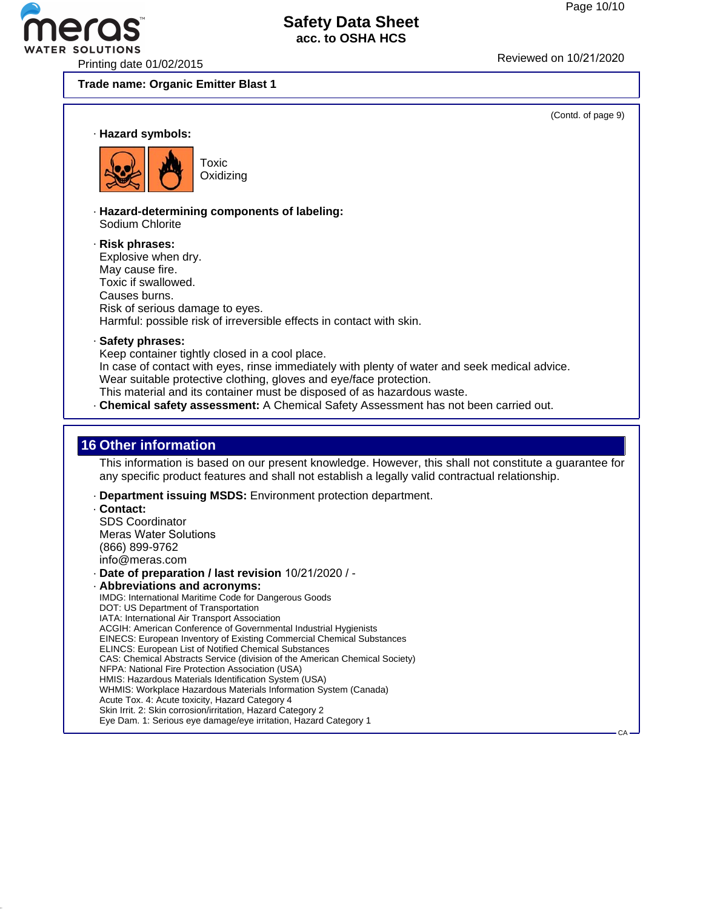Trade name: Organic Emitter Blast 1

(Contd. of page 9)

· **Hazard symbols:**

Toxic
Oxidizing

· **Hazard-determining components of labeling:**
Sodium Chlorite

· **Risk phrases:**
Explosive when dry.
May cause fire.
Toxic if swallowed.
Causes burns.
Risk of serious damage to eyes.
Harmful: possible risk of irreversible effects in contact with skin.

· **Safety phrases:**
Keep container tightly closed in a cool place.
In case of contact with eyes, rinse immediately with plenty of water and seek medical advice.
Wear suitable protective clothing, gloves and eye/face protection.
This material and its container must be disposed of as hazardous waste.

· **Chemical safety assessment:** A Chemical Safety Assessment has not been carried out.

## 16 Other information

This information is based on our present knowledge. However, this shall not constitute a guarantee for any specific product features and shall not establish a legally valid contractual relationship.

· **Department issuing MSDS:** Environment protection department.

· **Contact:**
SDS Coordinator
Meras Water Solutions
(866) 899-9762
info@meras.com

· **Date of preparation / last revision** 10/21/2020 / -

· **Abbreviations and acronyms:**
IMDG: International Maritime Code for Dangerous Goods
DOT: US Department of Transportation
IATA: International Air Transport Association
ACGIH: American Conference of Governmental Industrial Hygienists
EINECS: European Inventory of Existing Commercial Chemical Substances
ELINCS: European List of Notified Chemical Substances
CAS: Chemical Abstracts Service (division of the American Chemical Society)
NFPA: National Fire Protection Association (USA)
HMIS: Hazardous Materials Identification System (USA)
WHMIS: Workplace Hazardous Materials Information System (Canada)
Acute Tox. 4: Acute toxicity, Hazard Category 4
Skin Irrit. 2: Skin corrosion/irritation, Hazard Category 2
Eye Dam. 1: Serious eye damage/eye irritation, Hazard Category 1